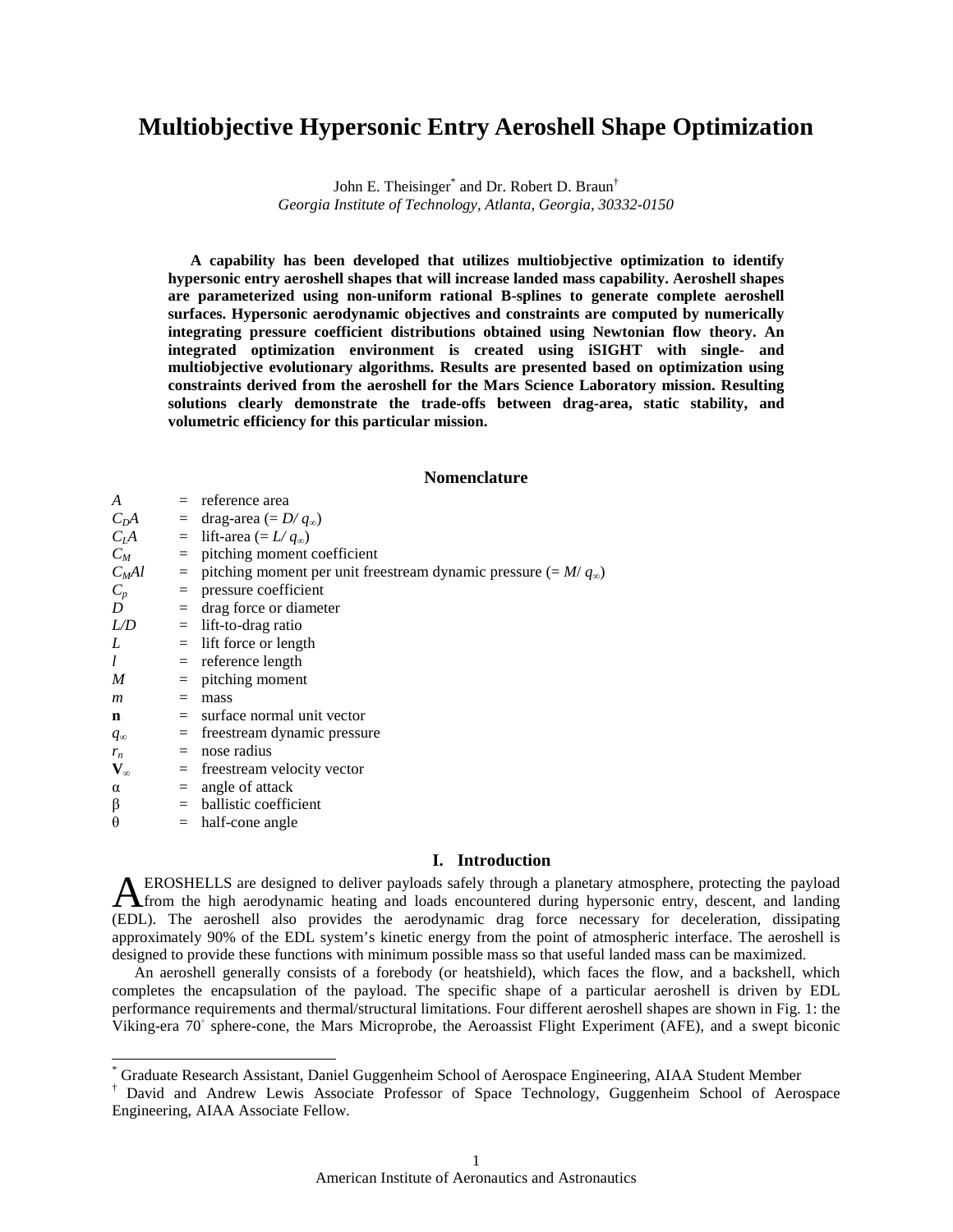# Multiobjective Hypersonic Entry Aeroshell Shape Optimization

John E. Theisinger[*] and Dr. Robert D. Braun[†]
*Georgia Institute of Technology, Atlanta, Georgia, 30332-0150*

**A capability has been developed that utilizes multiobjective optimization to identify hypersonic entry aeroshell shapes that will increase landed mass capability. Aeroshell shapes are parameterized using non-uniform rational B-splines to generate complete aeroshell surfaces. Hypersonic aerodynamic objectives and constraints are computed by numerically integrating pressure coefficient distributions obtained using Newtonian flow theory. An integrated optimization environment is created using iSIGHT with single- and multiobjective evolutionary algorithms. Results are presented based on optimization using constraints derived from the aeroshell for the Mars Science Laboratory mission. Resulting solutions clearly demonstrate the trade-offs between drag-area, static stability, and volumetric efficiency for this particular mission.**

## Nomenclature

| | | |
|---|---|---|
| $A$ | = | reference area |
| $C_DA$ | = | drag-area ($= D/q_\infty$) |
| $C_LA$ | = | lift-area ($= L/q_\infty$) |
| $C_M$ | = | pitching moment coefficient |
| $C_MAl$ | = | pitching moment per unit freestream dynamic pressure ($= M/q_\infty$) |
| $C_p$ | = | pressure coefficient |
| $D$ | = | drag force or diameter |
| $L/D$ | = | lift-to-drag ratio |
| $L$ | = | lift force or length |
| $l$ | = | reference length |
| $M$ | = | pitching moment |
| $m$ | = | mass |
| $\mathbf{n}$ | = | surface normal unit vector |
| $q_\infty$ | = | freestream dynamic pressure |
| $r_n$ | = | nose radius |
| $\mathbf{V}_\infty$ | = | freestream velocity vector |
| $\alpha$ | = | angle of attack |
| $\beta$ | = | ballistic coefficient |
| $\theta$ | = | half-cone angle |

## I. Introduction

AEROSHELLS are designed to deliver payloads safely through a planetary atmosphere, protecting the payload from the high aerodynamic heating and loads encountered during hypersonic entry, descent, and landing (EDL). The aeroshell also provides the aerodynamic drag force necessary for deceleration, dissipating approximately 90% of the EDL system's kinetic energy from the point of atmospheric interface. The aeroshell is designed to provide these functions with minimum possible mass so that useful landed mass can be maximized.

An aeroshell generally consists of a forebody (or heatshield), which faces the flow, and a backshell, which completes the encapsulation of the payload. The specific shape of a particular aeroshell is driven by EDL performance requirements and thermal/structural limitations. Four different aeroshell shapes are shown in Fig. 1: the Viking-era 70° sphere-cone, the Mars Microprobe, the Aeroassist Flight Experiment (AFE), and a swept biconic

[*] Graduate Research Assistant, Daniel Guggenheim School of Aerospace Engineering, AIAA Student Member

[†] David and Andrew Lewis Associate Professor of Space Technology, Guggenheim School of Aerospace Engineering, AIAA Associate Fellow.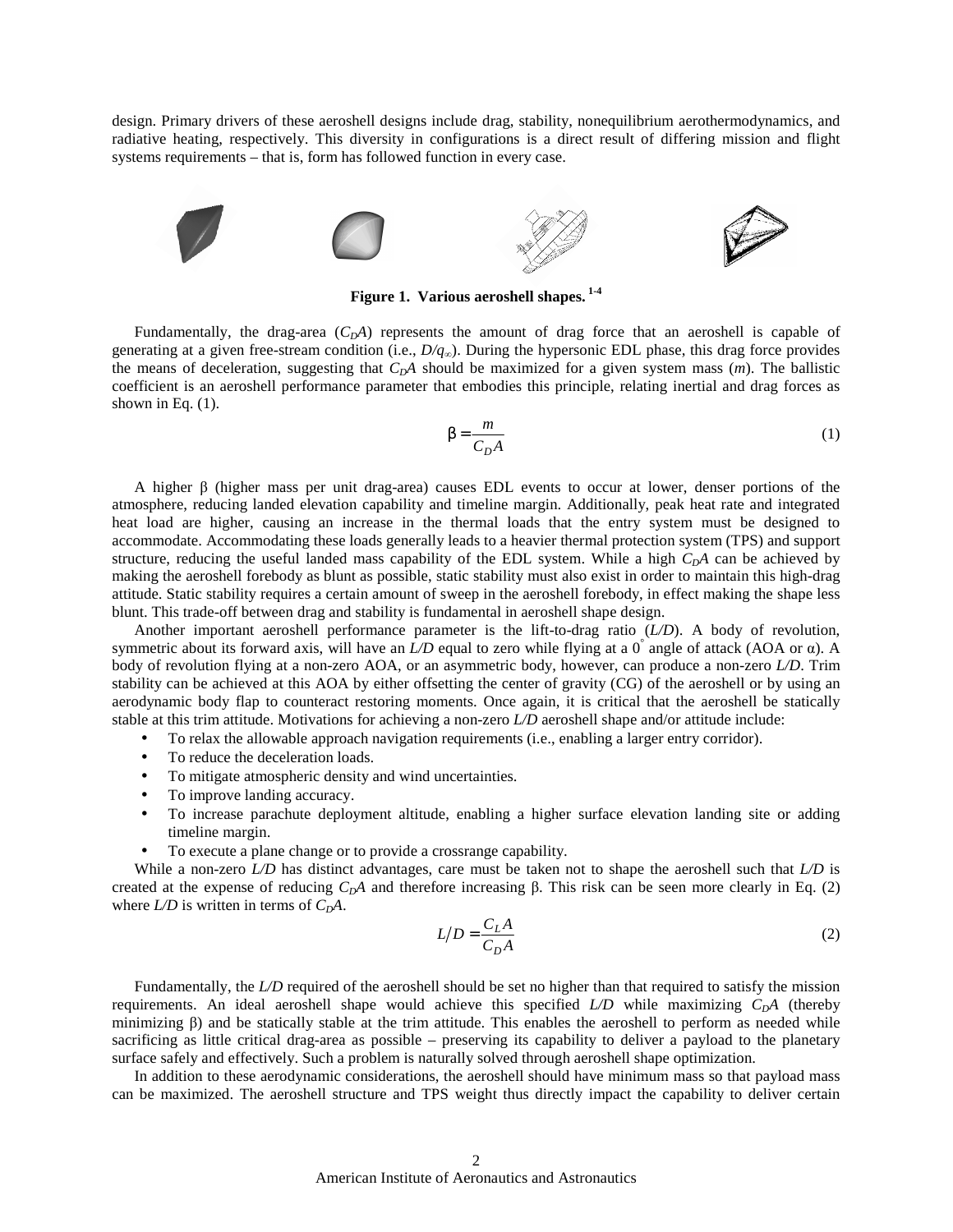design. Primary drivers of these aeroshell designs include drag, stability, nonequilibrium aerothermodynamics, and radiative heating, respectively. This diversity in configurations is a direct result of differing mission and flight systems requirements – that is, form has followed function in every case.

**Figure 1. Various aeroshell shapes.** [1-4]

Fundamentally, the drag-area ($C_DA$) represents the amount of drag force that an aeroshell is capable of generating at a given free-stream condition (i.e., $D/q_\infty$). During the hypersonic EDL phase, this drag force provides the means of deceleration, suggesting that $C_DA$ should be maximized for a given system mass ($m$). The ballistic coefficient is an aeroshell performance parameter that embodies this principle, relating inertial and drag forces as shown in Eq. (1).

$$\beta = \frac{m}{C_D A} \tag{1}$$

A higher β (higher mass per unit drag-area) causes EDL events to occur at lower, denser portions of the atmosphere, reducing landed elevation capability and timeline margin. Additionally, peak heat rate and integrated heat load are higher, causing an increase in the thermal loads that the entry system must be designed to accommodate. Accommodating these loads generally leads to a heavier thermal protection system (TPS) and support structure, reducing the useful landed mass capability of the EDL system. While a high $C_DA$ can be achieved by making the aeroshell forebody as blunt as possible, static stability must also exist in order to maintain this high-drag attitude. Static stability requires a certain amount of sweep in the aeroshell forebody, in effect making the shape less blunt. This trade-off between drag and stability is fundamental in aeroshell shape design.

Another important aeroshell performance parameter is the lift-to-drag ratio ($L/D$). A body of revolution, symmetric about its forward axis, will have an $L/D$ equal to zero while flying at a 0° angle of attack (AOA or α). A body of revolution flying at a non-zero AOA, or an asymmetric body, however, can produce a non-zero $L/D$. Trim stability can be achieved at this AOA by either offsetting the center of gravity (CG) of the aeroshell or by using an aerodynamic body flap to counteract restoring moments. Once again, it is critical that the aeroshell be statically stable at this trim attitude. Motivations for achieving a non-zero $L/D$ aeroshell shape and/or attitude include:

- To relax the allowable approach navigation requirements (i.e., enabling a larger entry corridor).
- To reduce the deceleration loads.
- To mitigate atmospheric density and wind uncertainties.
- To improve landing accuracy.
- To increase parachute deployment altitude, enabling a higher surface elevation landing site or adding timeline margin.
- To execute a plane change or to provide a crossrange capability.

While a non-zero $L/D$ has distinct advantages, care must be taken not to shape the aeroshell such that $L/D$ is created at the expense of reducing $C_DA$ and therefore increasing β. This risk can be seen more clearly in Eq. (2) where $L/D$ is written in terms of $C_DA$.

$$L/D = \frac{C_L A}{C_D A} \tag{2}$$

Fundamentally, the $L/D$ required of the aeroshell should be set no higher than that required to satisfy the mission requirements. An ideal aeroshell shape would achieve this specified $L/D$ while maximizing $C_DA$ (thereby minimizing β) and be statically stable at the trim attitude. This enables the aeroshell to perform as needed while sacrificing as little critical drag-area as possible – preserving its capability to deliver a payload to the planetary surface safely and effectively. Such a problem is naturally solved through aeroshell shape optimization.

In addition to these aerodynamic considerations, the aeroshell should have minimum mass so that payload mass can be maximized. The aeroshell structure and TPS weight thus directly impact the capability to deliver certain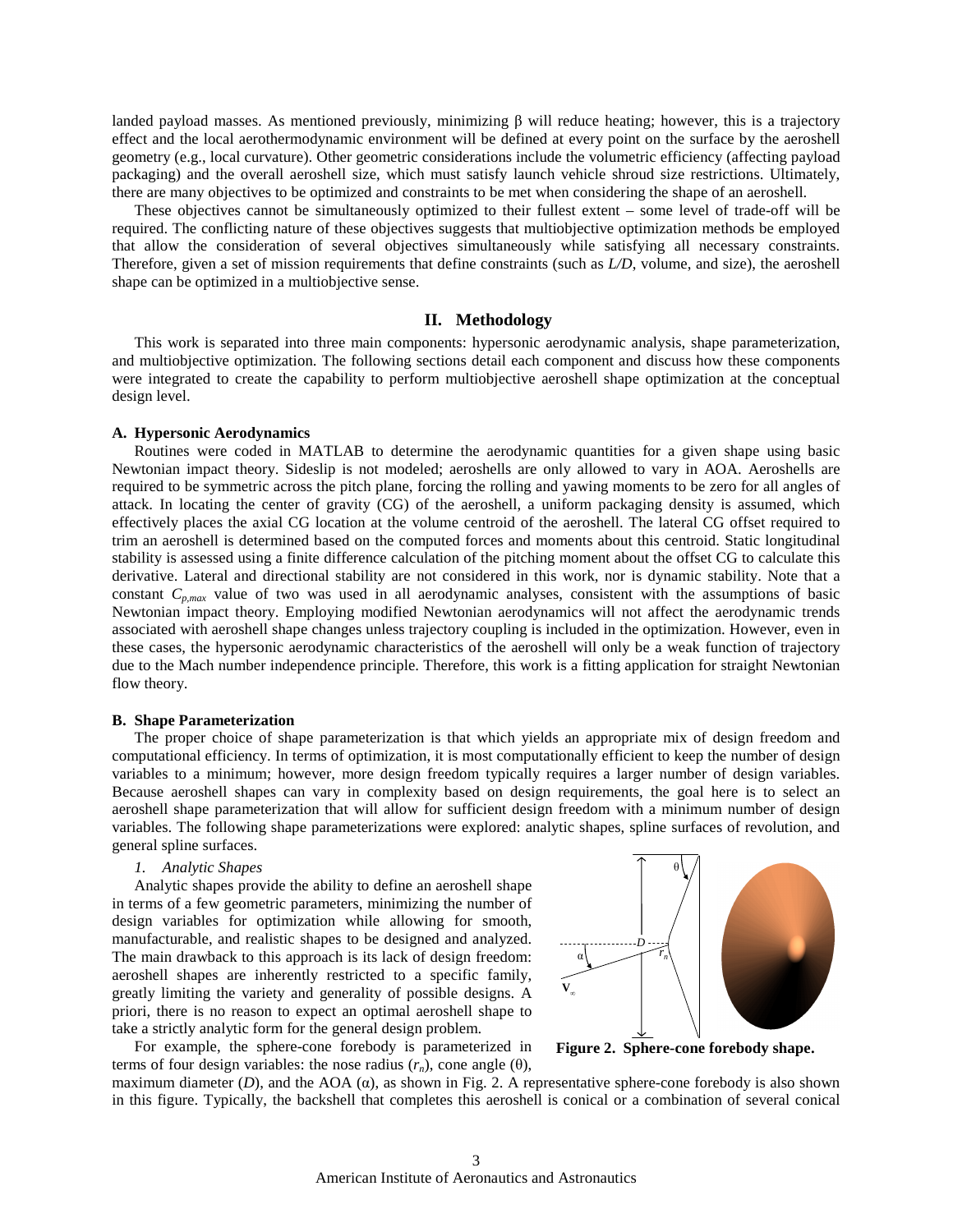landed payload masses. As mentioned previously, minimizing β will reduce heating; however, this is a trajectory effect and the local aerothermodynamic environment will be defined at every point on the surface by the aeroshell geometry (e.g., local curvature). Other geometric considerations include the volumetric efficiency (affecting payload packaging) and the overall aeroshell size, which must satisfy launch vehicle shroud size restrictions. Ultimately, there are many objectives to be optimized and constraints to be met when considering the shape of an aeroshell.

These objectives cannot be simultaneously optimized to their fullest extent – some level of trade-off will be required. The conflicting nature of these objectives suggests that multiobjective optimization methods be employed that allow the consideration of several objectives simultaneously while satisfying all necessary constraints. Therefore, given a set of mission requirements that define constraints (such as *L/D*, volume, and size), the aeroshell shape can be optimized in a multiobjective sense.

## II. Methodology

This work is separated into three main components: hypersonic aerodynamic analysis, shape parameterization, and multiobjective optimization. The following sections detail each component and discuss how these components were integrated to create the capability to perform multiobjective aeroshell shape optimization at the conceptual design level.

### A. Hypersonic Aerodynamics

Routines were coded in MATLAB to determine the aerodynamic quantities for a given shape using basic Newtonian impact theory. Sideslip is not modeled; aeroshells are only allowed to vary in AOA. Aeroshells are required to be symmetric across the pitch plane, forcing the rolling and yawing moments to be zero for all angles of attack. In locating the center of gravity (CG) of the aeroshell, a uniform packaging density is assumed, which effectively places the axial CG location at the volume centroid of the aeroshell. The lateral CG offset required to trim an aeroshell is determined based on the computed forces and moments about this centroid. Static longitudinal stability is assessed using a finite difference calculation of the pitching moment about the offset CG to calculate this derivative. Lateral and directional stability are not considered in this work, nor is dynamic stability. Note that a constant $C_{p,max}$ value of two was used in all aerodynamic analyses, consistent with the assumptions of basic Newtonian impact theory. Employing modified Newtonian aerodynamics will not affect the aerodynamic trends associated with aeroshell shape changes unless trajectory coupling is included in the optimization. However, even in these cases, the hypersonic aerodynamic characteristics of the aeroshell will only be a weak function of trajectory due to the Mach number independence principle. Therefore, this work is a fitting application for straight Newtonian flow theory.

### B. Shape Parameterization

The proper choice of shape parameterization is that which yields an appropriate mix of design freedom and computational efficiency. In terms of optimization, it is most computationally efficient to keep the number of design variables to a minimum; however, more design freedom typically requires a larger number of design variables. Because aeroshell shapes can vary in complexity based on design requirements, the goal here is to select an aeroshell shape parameterization that will allow for sufficient design freedom with a minimum number of design variables. The following shape parameterizations were explored: analytic shapes, spline surfaces of revolution, and general spline surfaces.

#### *1. Analytic Shapes*

Analytic shapes provide the ability to define an aeroshell shape in terms of a few geometric parameters, minimizing the number of design variables for optimization while allowing for smooth, manufacturable, and realistic shapes to be designed and analyzed. The main drawback to this approach is its lack of design freedom: aeroshell shapes are inherently restricted to a specific family, greatly limiting the variety and generality of possible designs. A priori, there is no reason to expect an optimal aeroshell shape to take a strictly analytic form for the general design problem.

θ
D
α
$r_n$
$V_\infty$

**Figure 2. Sphere-cone forebody shape.**

For example, the sphere-cone forebody is parameterized in terms of four design variables: the nose radius ($r_n$), cone angle (θ), maximum diameter ($D$), and the AOA (α), as shown in Fig. 2. A representative sphere-cone forebody is also shown in this figure. Typically, the backshell that completes this aeroshell is conical or a combination of several conical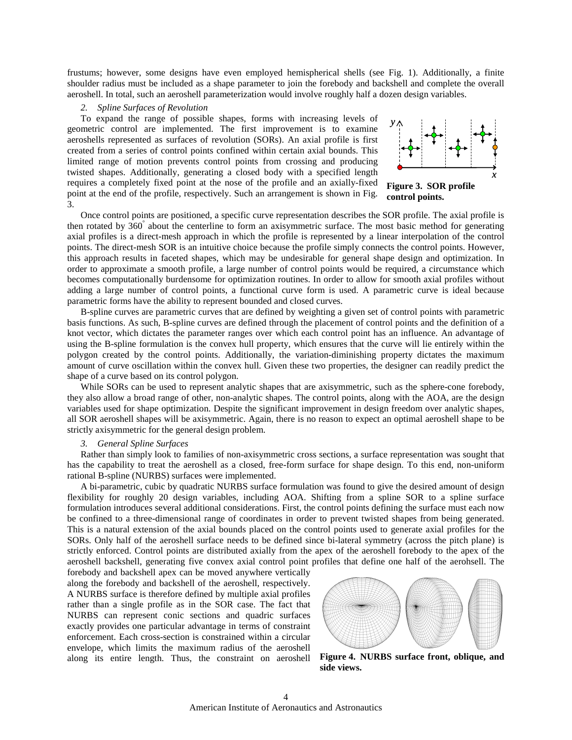frustums; however, some designs have even employed hemispherical shells (see Fig. 1). Additionally, a finite shoulder radius must be included as a shape parameter to join the forebody and backshell and complete the overall aeroshell. In total, such an aeroshell parameterization would involve roughly half a dozen design variables.

### *2. Spline Surfaces of Revolution*

To expand the range of possible shapes, forms with increasing levels of geometric control are implemented. The first improvement is to examine aeroshells represented as surfaces of revolution (SORs). An axial profile is first created from a series of control points confined within certain axial bounds. This limited range of motion prevents control points from crossing and producing twisted shapes. Additionally, generating a closed body with a specified length requires a completely fixed point at the nose of the profile and an axially-fixed point at the end of the profile, respectively. Such an arrangement is shown in Fig. 3.

y

x

**Figure 3. SOR profile control points.**

Once control points are positioned, a specific curve representation describes the SOR profile. The axial profile is then rotated by 360° about the centerline to form an axisymmetric surface. The most basic method for generating axial profiles is a direct-mesh approach in which the profile is represented by a linear interpolation of the control points. The direct-mesh SOR is an intuitive choice because the profile simply connects the control points. However, this approach results in faceted shapes, which may be undesirable for general shape design and optimization. In order to approximate a smooth profile, a large number of control points would be required, a circumstance which becomes computationally burdensome for optimization routines. In order to allow for smooth axial profiles without adding a large number of control points, a functional curve form is used. A parametric curve is ideal because parametric forms have the ability to represent bounded and closed curves.

B-spline curves are parametric curves that are defined by weighting a given set of control points with parametric basis functions. As such, B-spline curves are defined through the placement of control points and the definition of a knot vector, which dictates the parameter ranges over which each control point has an influence. An advantage of using the B-spline formulation is the convex hull property, which ensures that the curve will lie entirely within the polygon created by the control points. Additionally, the variation-diminishing property dictates the maximum amount of curve oscillation within the convex hull. Given these two properties, the designer can readily predict the shape of a curve based on its control polygon.

While SORs can be used to represent analytic shapes that are axisymmetric, such as the sphere-cone forebody, they also allow a broad range of other, non-analytic shapes. The control points, along with the AOA, are the design variables used for shape optimization. Despite the significant improvement in design freedom over analytic shapes, all SOR aeroshell shapes will be axisymmetric. Again, there is no reason to expect an optimal aeroshell shape to be strictly axisymmetric for the general design problem.

### *3. General Spline Surfaces*

Rather than simply look to families of non-axisymmetric cross sections, a surface representation was sought that has the capability to treat the aeroshell as a closed, free-form surface for shape design. To this end, non-uniform rational B-spline (NURBS) surfaces were implemented.

A bi-parametric, cubic by quadratic NURBS surface formulation was found to give the desired amount of design flexibility for roughly 20 design variables, including AOA. Shifting from a spline SOR to a spline surface formulation introduces several additional considerations. First, the control points defining the surface must each now be confined to a three-dimensional range of coordinates in order to prevent twisted shapes from being generated. This is a natural extension of the axial bounds placed on the control points used to generate axial profiles for the SORs. Only half of the aeroshell surface needs to be defined since bi-lateral symmetry (across the pitch plane) is strictly enforced. Control points are distributed axially from the apex of the aeroshell forebody to the apex of the aeroshell backshell, generating five convex axial control point profiles that define one half of the aerohsell. The forebody and backshell apex can be moved anywhere vertically along the forebody and backshell of the aeroshell, respectively. A NURBS surface is therefore defined by multiple axial profiles rather than a single profile as in the SOR case. The fact that NURBS can represent conic sections and quadric surfaces exactly provides one particular advantage in terms of constraint enforcement. Each cross-section is constrained within a circular envelope, which limits the maximum radius of the aeroshell along its entire length. Thus, the constraint on aeroshell

**Figure 4. NURBS surface front, oblique, and side views.**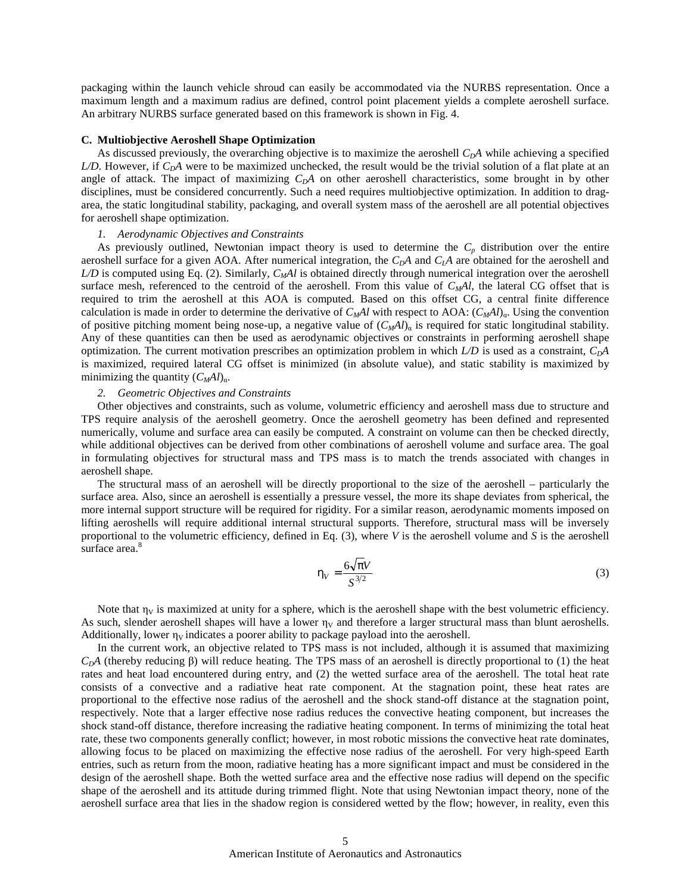packaging within the launch vehicle shroud can easily be accommodated via the NURBS representation. Once a maximum length and a maximum radius are defined, control point placement yields a complete aeroshell surface. An arbitrary NURBS surface generated based on this framework is shown in Fig. 4.

### C. Multiobjective Aeroshell Shape Optimization

As discussed previously, the overarching objective is to maximize the aeroshell $C_DA$ while achieving a specified $L/D$. However, if $C_DA$ were to be maximized unchecked, the result would be the trivial solution of a flat plate at an angle of attack. The impact of maximizing $C_DA$ on other aeroshell characteristics, some brought in by other disciplines, must be considered concurrently. Such a need requires multiobjective optimization. In addition to drag-area, the static longitudinal stability, packaging, and overall system mass of the aeroshell are all potential objectives for aeroshell shape optimization.

#### 1. Aerodynamic Objectives and Constraints

As previously outlined, Newtonian impact theory is used to determine the $C_p$ distribution over the entire aeroshell surface for a given AOA. After numerical integration, the $C_DA$ and $C_LA$ are obtained for the aeroshell and $L/D$ is computed using Eq. (2). Similarly, $C_MAl$ is obtained directly through numerical integration over the aeroshell surface mesh, referenced to the centroid of the aeroshell. From this value of $C_MAl$, the lateral CG offset that is required to trim the aeroshell at this AOA is computed. Based on this offset CG, a central finite difference calculation is made in order to determine the derivative of $C_MAl$ with respect to AOA: $(C_MAl)_\alpha$. Using the convention of positive pitching moment being nose-up, a negative value of $(C_MAl)_\alpha$ is required for static longitudinal stability. Any of these quantities can then be used as aerodynamic objectives or constraints in performing aeroshell shape optimization. The current motivation prescribes an optimization problem in which $L/D$ is used as a constraint, $C_DA$ is maximized, required lateral CG offset is minimized (in absolute value), and static stability is maximized by minimizing the quantity $(C_MAl)_\alpha$.

#### 2. Geometric Objectives and Constraints

Other objectives and constraints, such as volume, volumetric efficiency and aeroshell mass due to structure and TPS require analysis of the aeroshell geometry. Once the aeroshell geometry has been defined and represented numerically, volume and surface area can easily be computed. A constraint on volume can then be checked directly, while additional objectives can be derived from other combinations of aeroshell volume and surface area. The goal in formulating objectives for structural mass and TPS mass is to match the trends associated with changes in aeroshell shape.

The structural mass of an aeroshell will be directly proportional to the size of the aeroshell – particularly the surface area. Also, since an aeroshell is essentially a pressure vessel, the more its shape deviates from spherical, the more internal support structure will be required for rigidity. For a similar reason, aerodynamic moments imposed on lifting aeroshells will require additional internal structural supports. Therefore, structural mass will be inversely proportional to the volumetric efficiency, defined in Eq. (3), where $V$ is the aeroshell volume and $S$ is the aeroshell surface area.[8]

$$\eta_V = \frac{6\sqrt{\pi}V}{S^{3/2}} \tag{3}$$

Note that $\eta_V$ is maximized at unity for a sphere, which is the aeroshell shape with the best volumetric efficiency. As such, slender aeroshell shapes will have a lower $\eta_V$ and therefore a larger structural mass than blunt aeroshells. Additionally, lower $\eta_V$ indicates a poorer ability to package payload into the aeroshell.

In the current work, an objective related to TPS mass is not included, although it is assumed that maximizing $C_DA$ (thereby reducing $\beta$) will reduce heating. The TPS mass of an aeroshell is directly proportional to (1) the heat rates and heat load encountered during entry, and (2) the wetted surface area of the aeroshell. The total heat rate consists of a convective and a radiative heat rate component. At the stagnation point, these heat rates are proportional to the effective nose radius of the aeroshell and the shock stand-off distance at the stagnation point, respectively. Note that a larger effective nose radius reduces the convective heating component, but increases the shock stand-off distance, therefore increasing the radiative heating component. In terms of minimizing the total heat rate, these two components generally conflict; however, in most robotic missions the convective heat rate dominates, allowing focus to be placed on maximizing the effective nose radius of the aeroshell. For very high-speed Earth entries, such as return from the moon, radiative heating has a more significant impact and must be considered in the design of the aeroshell shape. Both the wetted surface area and the effective nose radius will depend on the specific shape of the aeroshell and its attitude during trimmed flight. Note that using Newtonian impact theory, none of the aeroshell surface area that lies in the shadow region is considered wetted by the flow; however, in reality, even this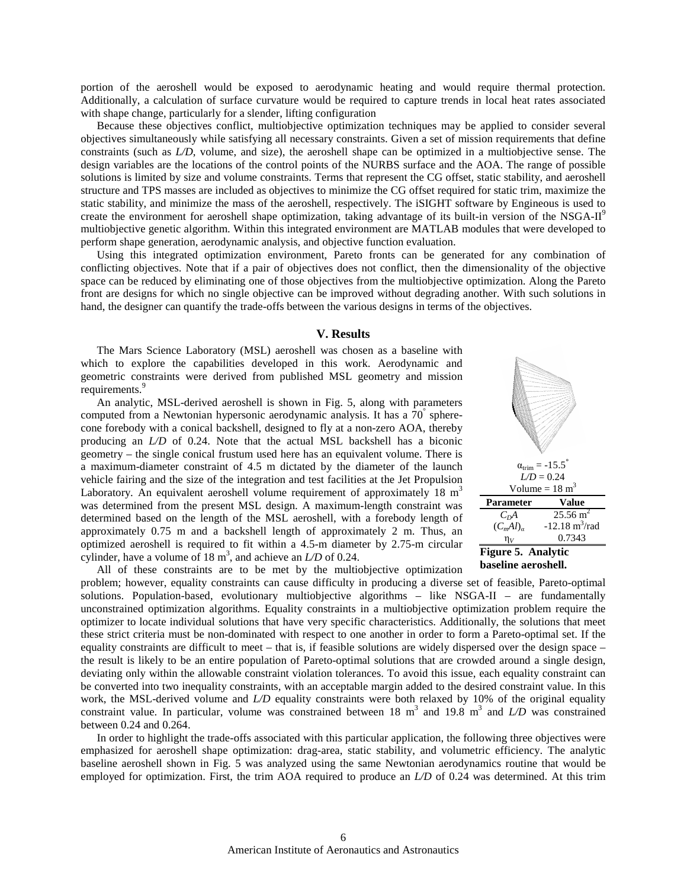portion of the aeroshell would be exposed to aerodynamic heating and would require thermal protection. Additionally, a calculation of surface curvature would be required to capture trends in local heat rates associated with shape change, particularly for a slender, lifting configuration

Because these objectives conflict, multiobjective optimization techniques may be applied to consider several objectives simultaneously while satisfying all necessary constraints. Given a set of mission requirements that define constraints (such as *L/D*, volume, and size), the aeroshell shape can be optimized in a multiobjective sense. The design variables are the locations of the control points of the NURBS surface and the AOA. The range of possible solutions is limited by size and volume constraints. Terms that represent the CG offset, static stability, and aeroshell structure and TPS masses are included as objectives to minimize the CG offset required for static trim, maximize the static stability, and minimize the mass of the aeroshell, respectively. The iSIGHT software by Engineous is used to create the environment for aeroshell shape optimization, taking advantage of its built-in version of the NSGA-II[9] multiobjective genetic algorithm. Within this integrated environment are MATLAB modules that were developed to perform shape generation, aerodynamic analysis, and objective function evaluation.

Using this integrated optimization environment, Pareto fronts can be generated for any combination of conflicting objectives. Note that if a pair of objectives does not conflict, then the dimensionality of the objective space can be reduced by eliminating one of those objectives from the multiobjective optimization. Along the Pareto front are designs for which no single objective can be improved without degrading another. With such solutions in hand, the designer can quantify the trade-offs between the various designs in terms of the objectives.

## V. Results

The Mars Science Laboratory (MSL) aeroshell was chosen as a baseline with which to explore the capabilities developed in this work. Aerodynamic and geometric constraints were derived from published MSL geometry and mission requirements.[9]

An analytic, MSL-derived aeroshell is shown in Fig. 5, along with parameters computed from a Newtonian hypersonic aerodynamic analysis. It has a 70° sphere-cone forebody with a conical backshell, designed to fly at a non-zero AOA, thereby producing an *L/D* of 0.24. Note that the actual MSL backshell has a biconic geometry – the single conical frustum used here has an equivalent volume. There is a maximum-diameter constraint of 4.5 m dictated by the diameter of the launch vehicle fairing and the size of the integration and test facilities at the Jet Propulsion Laboratory. An equivalent aeroshell volume requirement of approximately 18 m$^3$ was determined from the present MSL design. A maximum-length constraint was determined based on the length of the MSL aeroshell, with a forebody length of approximately 0.75 m and a backshell length of approximately 2 m. Thus, an optimized aeroshell is required to fit within a 4.5-m diameter by 2.75-m circular cylinder, have a volume of 18 m$^3$, and achieve an *L/D* of 0.24.

$\alpha_{trim} = -15.5°$
$L/D = 0.24$
Volume = 18 m$^3$

| Parameter | Value |
|---|---|
| $C_DA$ | 25.56 m$^2$ |
| $(C_mAl)_\alpha$ | -12.18 m$^3$/rad |
| $\eta_V$ | 0.7343 |

**Figure 5. Analytic baseline aeroshell.**

All of these constraints are to be met by the multiobjective optimization problem; however, equality constraints can cause difficulty in producing a diverse set of feasible, Pareto-optimal solutions. Population-based, evolutionary multiobjective algorithms – like NSGA-II – are fundamentally unconstrained optimization algorithms. Equality constraints in a multiobjective optimization problem require the optimizer to locate individual solutions that have very specific characteristics. Additionally, the solutions that meet these strict criteria must be non-dominated with respect to one another in order to form a Pareto-optimal set. If the equality constraints are difficult to meet – that is, if feasible solutions are widely dispersed over the design space – the result is likely to be an entire population of Pareto-optimal solutions that are crowded around a single design, deviating only within the allowable constraint violation tolerances. To avoid this issue, each equality constraint can be converted into two inequality constraints, with an acceptable margin added to the desired constraint value. In this work, the MSL-derived volume and *L/D* equality constraints were both relaxed by 10% of the original equality constraint value. In particular, volume was constrained between 18 m$^3$ and 19.8 m$^3$ and *L/D* was constrained between 0.24 and 0.264.

In order to highlight the trade-offs associated with this particular application, the following three objectives were emphasized for aeroshell shape optimization: drag-area, static stability, and volumetric efficiency. The analytic baseline aeroshell shown in Fig. 5 was analyzed using the same Newtonian aerodynamics routine that would be employed for optimization. First, the trim AOA required to produce an *L/D* of 0.24 was determined. At this trim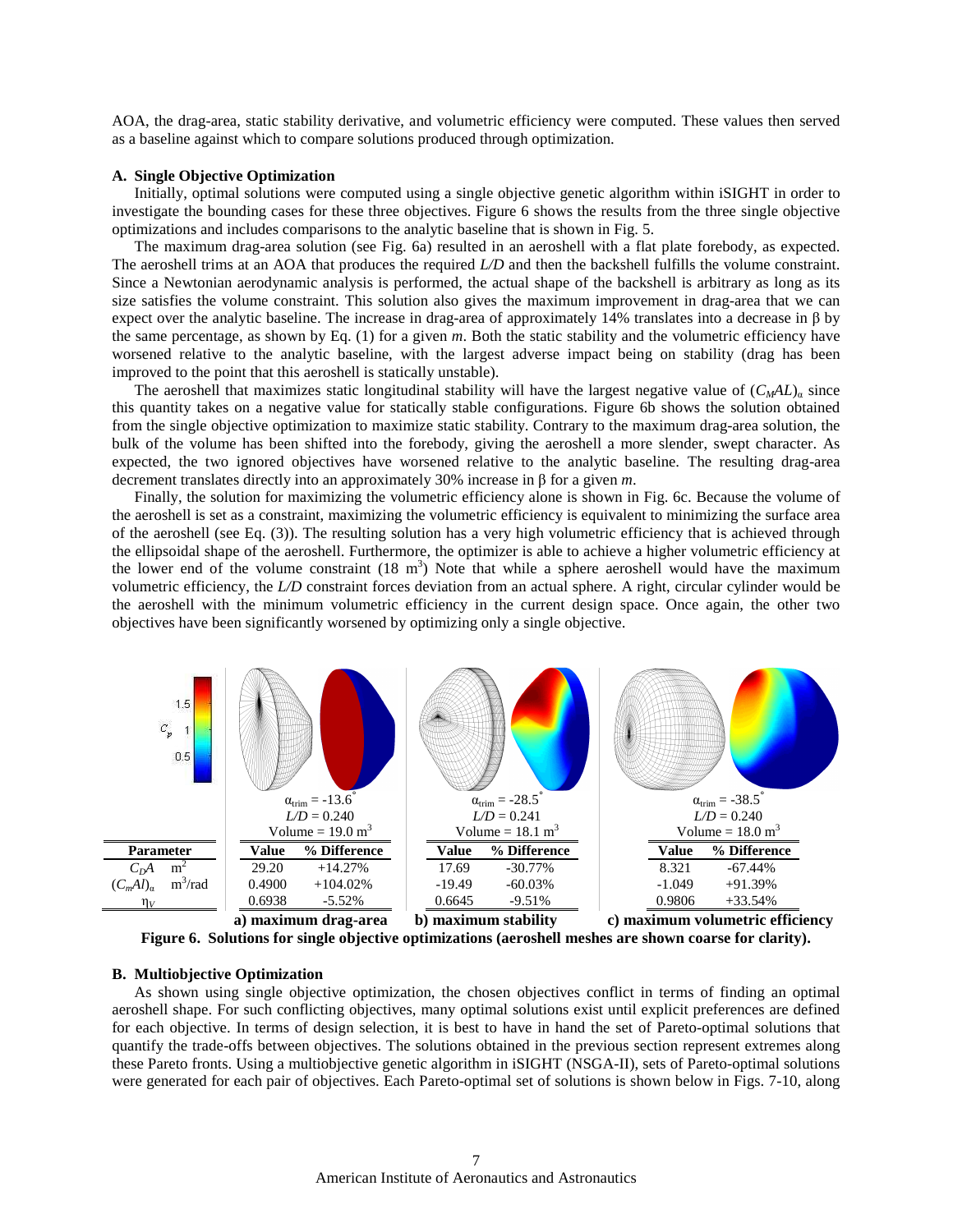AOA, the drag-area, static stability derivative, and volumetric efficiency were computed. These values then served as a baseline against which to compare solutions produced through optimization.

### A. Single Objective Optimization

Initially, optimal solutions were computed using a single objective genetic algorithm within iSIGHT in order to investigate the bounding cases for these three objectives. Figure 6 shows the results from the three single objective optimizations and includes comparisons to the analytic baseline that is shown in Fig. 5.

The maximum drag-area solution (see Fig. 6a) resulted in an aeroshell with a flat plate forebody, as expected. The aeroshell trims at an AOA that produces the required *L/D* and then the backshell fulfills the volume constraint. Since a Newtonian aerodynamic analysis is performed, the actual shape of the backshell is arbitrary as long as its size satisfies the volume constraint. This solution also gives the maximum improvement in drag-area that we can expect over the analytic baseline. The increase in drag-area of approximately 14% translates into a decrease in β by the same percentage, as shown by Eq. (1) for a given *m*. Both the static stability and the volumetric efficiency have worsened relative to the analytic baseline, with the largest adverse impact being on stability (drag has been improved to the point that this aeroshell is statically unstable).

The aeroshell that maximizes static longitudinal stability will have the largest negative value of $(C_M AL)_\alpha$ since this quantity takes on a negative value for statically stable configurations. Figure 6b shows the solution obtained from the single objective optimization to maximize static stability. Contrary to the maximum drag-area solution, the bulk of the volume has been shifted into the forebody, giving the aeroshell a more slender, swept character. As expected, the two ignored objectives have worsened relative to the analytic baseline. The resulting drag-area decrement translates directly into an approximately 30% increase in β for a given *m*.

Finally, the solution for maximizing the volumetric efficiency alone is shown in Fig. 6c. Because the volume of the aeroshell is set as a constraint, maximizing the volumetric efficiency is equivalent to minimizing the surface area of the aeroshell (see Eq. (3)). The resulting solution has a very high volumetric efficiency that is achieved through the ellipsoidal shape of the aeroshell. Furthermore, the optimizer is able to achieve a higher volumetric efficiency at the lower end of the volume constraint (18 $m^3$) Note that while a sphere aeroshell would have the maximum volumetric efficiency, the *L/D* constraint forces deviation from an actual sphere. A right, circular cylinder would be the aeroshell with the minimum volumetric efficiency in the current design space. Once again, the other two objectives have been significantly worsened by optimizing only a single objective.

| | a) maximum drag-area | | b) maximum stability | | c) maximum volumetric efficiency | |
|---|---|---|---|---|---|---|
| | $\alpha_{trim} = -13.6^\circ$, $L/D = 0.240$, Volume = 19.0 $m^3$ | | $\alpha_{trim} = -28.5^\circ$, $L/D = 0.241$, Volume = 18.1 $m^3$ | | $\alpha_{trim} = -38.5^\circ$, $L/D = 0.240$, Volume = 18.0 $m^3$ | |
| **Parameter** | **Value** | **% Difference** | **Value** | **% Difference** | **Value** | **% Difference** |
| $C_D A$ ($m^2$) | 29.20 | +14.27% | 17.69 | -30.77% | 8.321 | -67.44% |
| $(C_m Al)_\alpha$ ($m^3$/rad) | 0.4900 | +104.02% | -19.49 | -60.03% | -1.049 | +91.39% |
| $\eta_V$ | 0.6938 | -5.52% | 0.6645 | -9.51% | 0.9806 | +33.54% |

**Figure 6. Solutions for single objective optimizations (aeroshell meshes are shown coarse for clarity).**

### B. Multiobjective Optimization

As shown using single objective optimization, the chosen objectives conflict in terms of finding an optimal aeroshell shape. For such conflicting objectives, many optimal solutions exist until explicit preferences are defined for each objective. In terms of design selection, it is best to have in hand the set of Pareto-optimal solutions that quantify the trade-offs between objectives. The solutions obtained in the previous section represent extremes along these Pareto fronts. Using a multiobjective genetic algorithm in iSIGHT (NSGA-II), sets of Pareto-optimal solutions were generated for each pair of objectives. Each Pareto-optimal set of solutions is shown below in Figs. 7-10, along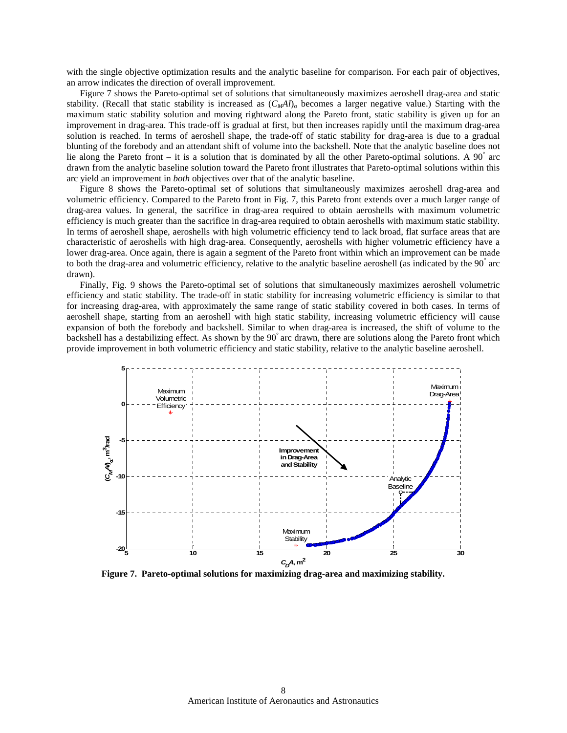with the single objective optimization results and the analytic baseline for comparison. For each pair of objectives, an arrow indicates the direction of overall improvement.

Figure 7 shows the Pareto-optimal set of solutions that simultaneously maximizes aeroshell drag-area and static stability. (Recall that static stability is increased as $(C_M Al)_\alpha$ becomes a larger negative value.) Starting with the maximum static stability solution and moving rightward along the Pareto front, static stability is given up for an improvement in drag-area. This trade-off is gradual at first, but then increases rapidly until the maximum drag-area solution is reached. In terms of aeroshell shape, the trade-off of static stability for drag-area is due to a gradual blunting of the forebody and an attendant shift of volume into the backshell. Note that the analytic baseline does not lie along the Pareto front – it is a solution that is dominated by all the other Pareto-optimal solutions. A 90° arc drawn from the analytic baseline solution toward the Pareto front illustrates that Pareto-optimal solutions within this arc yield an improvement in *both* objectives over that of the analytic baseline.

Figure 8 shows the Pareto-optimal set of solutions that simultaneously maximizes aeroshell drag-area and volumetric efficiency. Compared to the Pareto front in Fig. 7, this Pareto front extends over a much larger range of drag-area values. In general, the sacrifice in drag-area required to obtain aeroshells with maximum volumetric efficiency is much greater than the sacrifice in drag-area required to obtain aeroshells with maximum static stability. In terms of aeroshell shape, aeroshells with high volumetric efficiency tend to lack broad, flat surface areas that are characteristic of aeroshells with high drag-area. Consequently, aeroshells with higher volumetric efficiency have a lower drag-area. Once again, there is again a segment of the Pareto front within which an improvement can be made to both the drag-area and volumetric efficiency, relative to the analytic baseline aeroshell (as indicated by the 90° arc drawn).

Finally, Fig. 9 shows the Pareto-optimal set of solutions that simultaneously maximizes aeroshell volumetric efficiency and static stability. The trade-off in static stability for increasing volumetric efficiency is similar to that for increasing drag-area, with approximately the same range of static stability covered in both cases. In terms of aeroshell shape, starting from an aeroshell with high static stability, increasing volumetric efficiency will cause expansion of both the forebody and backshell. Similar to when drag-area is increased, the shift of volume to the backshell has a destabilizing effect. As shown by the 90° arc drawn, there are solutions along the Pareto front which provide improvement in both volumetric efficiency and static stability, relative to the analytic baseline aeroshell.

**Figure 7. Pareto-optimal solutions for maximizing drag-area and maximizing stability.**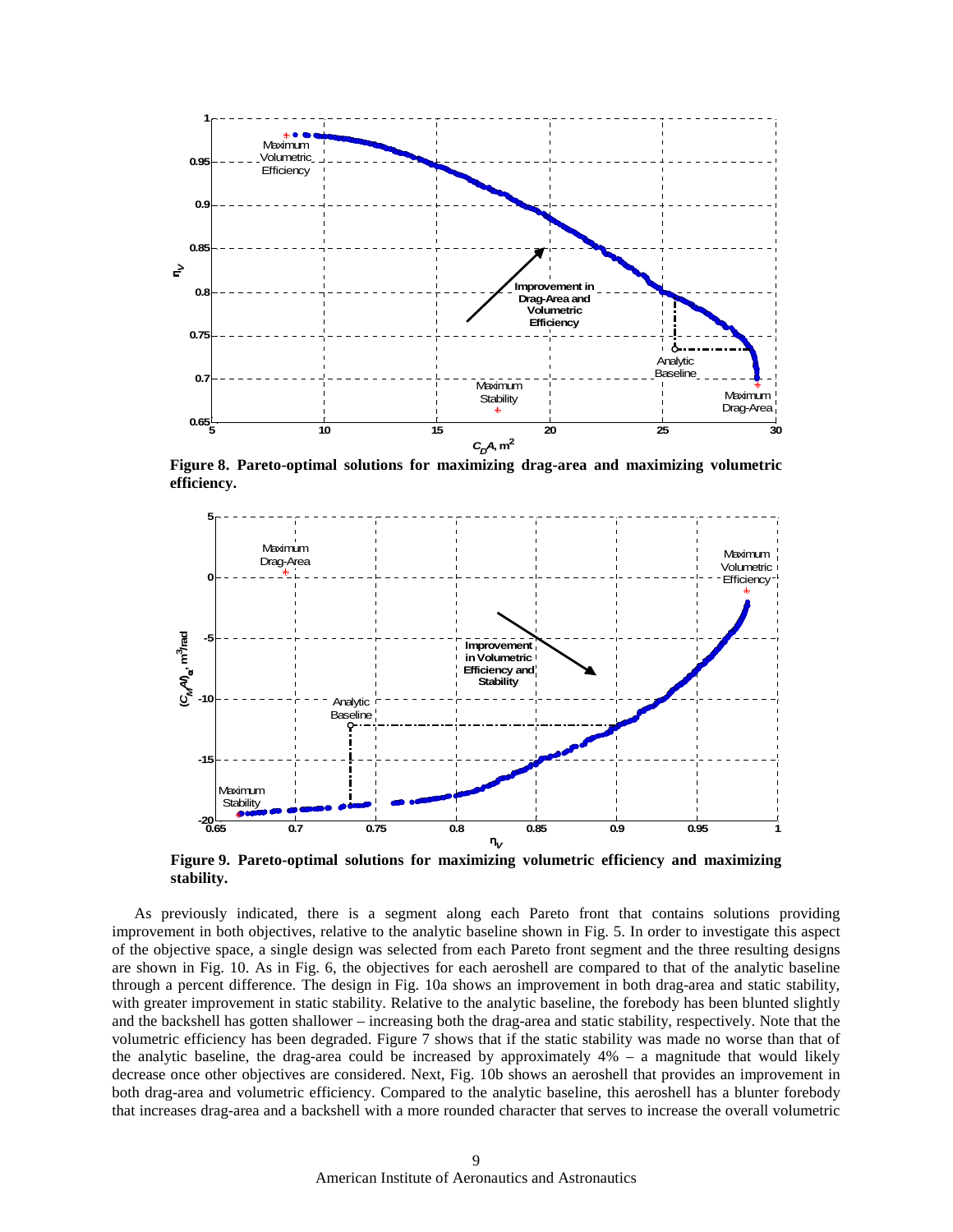**Figure 8. Pareto-optimal solutions for maximizing drag-area and maximizing volumetric efficiency.**

**Figure 9. Pareto-optimal solutions for maximizing volumetric efficiency and maximizing stability.**

As previously indicated, there is a segment along each Pareto front that contains solutions providing improvement in both objectives, relative to the analytic baseline shown in Fig. 5. In order to investigate this aspect of the objective space, a single design was selected from each Pareto front segment and the three resulting designs are shown in Fig. 10. As in Fig. 6, the objectives for each aeroshell are compared to that of the analytic baseline through a percent difference. The design in Fig. 10a shows an improvement in both drag-area and static stability, with greater improvement in static stability. Relative to the analytic baseline, the forebody has been blunted slightly and the backshell has gotten shallower – increasing both the drag-area and static stability, respectively. Note that the volumetric efficiency has been degraded. Figure 7 shows that if the static stability was made no worse than that of the analytic baseline, the drag-area could be increased by approximately 4% – a magnitude that would likely decrease once other objectives are considered. Next, Fig. 10b shows an aeroshell that provides an improvement in both drag-area and volumetric efficiency. Compared to the analytic baseline, this aeroshell has a blunter forebody that increases drag-area and a backshell with a more rounded character that serves to increase the overall volumetric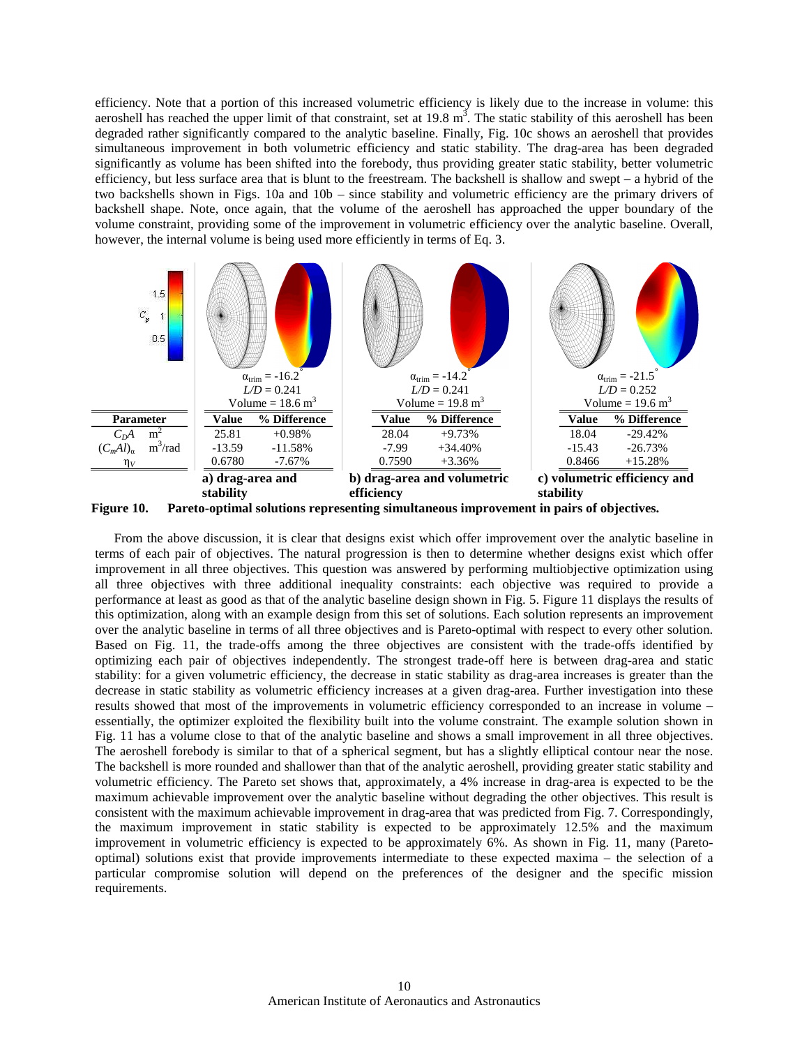efficiency. Note that a portion of this increased volumetric efficiency is likely due to the increase in volume: this aeroshell has reached the upper limit of that constraint, set at 19.8 m$^3$. The static stability of this aeroshell has been degraded rather significantly compared to the analytic baseline. Finally, Fig. 10c shows an aeroshell that provides simultaneous improvement in both volumetric efficiency and static stability. The drag-area has been degraded significantly as volume has been shifted into the forebody, thus providing greater static stability, better volumetric efficiency, but less surface area that is blunt to the freestream. The backshell is shallow and swept – a hybrid of the two backshells shown in Figs. 10a and 10b – since stability and volumetric efficiency are the primary drivers of backshell shape. Note, once again, that the volume of the aeroshell has approached the upper boundary of the volume constraint, providing some of the improvement in volumetric efficiency over the analytic baseline. Overall, however, the internal volume is being used more efficiently in terms of Eq. 3.

$C_p$
1.5
1
0.5

| | | a) drag-area and stability | | b) drag-area and volumetric efficiency | | c) volumetric efficiency and stability | |
|---|---|---|---|---|---|---|---|
| | | $\alpha_{trim} = -16.2^\circ$, $L/D = 0.241$, Volume = 18.6 m$^3$ | | $\alpha_{trim} = -14.2^\circ$, $L/D = 0.241$, Volume = 19.8 m$^3$ | | $\alpha_{trim} = -21.5^\circ$, $L/D = 0.252$, Volume = 19.6 m$^3$ | |
| **Parameter** | | **Value** | **% Difference** | **Value** | **% Difference** | **Value** | **% Difference** |
| $C_DA$ | m$^2$ | 25.81 | +0.98% | 28.04 | +9.73% | 18.04 | -29.42% |
| $(C_mAl)_\alpha$ | m$^3$/rad | -13.59 | -11.58% | -7.99 | +34.40% | -15.43 | -26.73% |
| $\eta_V$ | | 0.6780 | -7.67% | 0.7590 | +3.36% | 0.8466 | +15.28% |

**Figure 10. Pareto-optimal solutions representing simultaneous improvement in pairs of objectives.**

From the above discussion, it is clear that designs exist which offer improvement over the analytic baseline in terms of each pair of objectives. The natural progression is then to determine whether designs exist which offer improvement in all three objectives. This question was answered by performing multiobjective optimization using all three objectives with three additional inequality constraints: each objective was required to provide a performance at least as good as that of the analytic baseline design shown in Fig. 5. Figure 11 displays the results of this optimization, along with an example design from this set of solutions. Each solution represents an improvement over the analytic baseline in terms of all three objectives and is Pareto-optimal with respect to every other solution. Based on Fig. 11, the trade-offs among the three objectives are consistent with the trade-offs identified by optimizing each pair of objectives independently. The strongest trade-off here is between drag-area and static stability: for a given volumetric efficiency, the decrease in static stability as drag-area increases is greater than the decrease in static stability as volumetric efficiency increases at a given drag-area. Further investigation into these results showed that most of the improvements in volumetric efficiency corresponded to an increase in volume – essentially, the optimizer exploited the flexibility built into the volume constraint. The example solution shown in Fig. 11 has a volume close to that of the analytic baseline and shows a small improvement in all three objectives. The aeroshell forebody is similar to that of a spherical segment, but has a slightly elliptical contour near the nose. The backshell is more rounded and shallower than that of the analytic aeroshell, providing greater static stability and volumetric efficiency. The Pareto set shows that, approximately, a 4% increase in drag-area is expected to be the maximum achievable improvement over the analytic baseline without degrading the other objectives. This result is consistent with the maximum achievable improvement in drag-area that was predicted from Fig. 7. Correspondingly, the maximum improvement in static stability is expected to be approximately 12.5% and the maximum improvement in volumetric efficiency is expected to be approximately 6%. As shown in Fig. 11, many (Pareto-optimal) solutions exist that provide improvements intermediate to these expected maxima – the selection of a particular compromise solution will depend on the preferences of the designer and the specific mission requirements.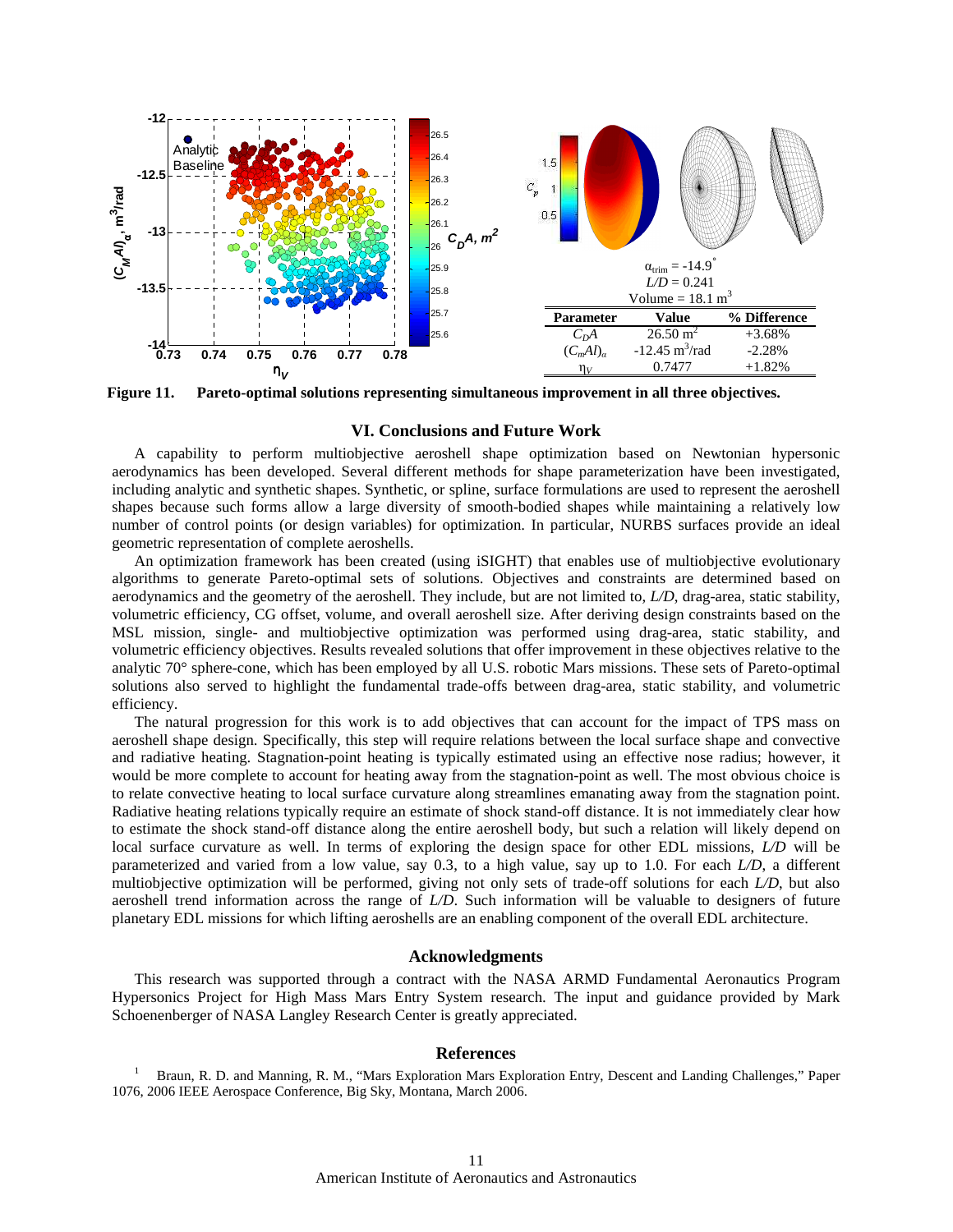-12

Analytic Baseline

-12.5

-13

-13.5

-14

0.73 0.74 0.75 0.76 0.77 0.78

$\eta_V$

$(C_M Al)_\alpha$, m$^3$/rad

26.5 26.4 26.3 26.2 26.1 26 25.9 25.8 25.7 25.6

$C_D A$, $m^2$

1.5 1 0.5

$C_p$

$\alpha_{trim}$ = -14.9°

$L/D$ = 0.241

Volume = 18.1 m$^3$

| Parameter | Value | % Difference |
| --- | --- | --- |
| $C_D A$ | 26.50 m$^2$ | +3.68% |
| $(C_m Al)_\alpha$ | -12.45 m$^3$/rad | -2.28% |
| $\eta_V$ | 0.7477 | +1.82% |

**Figure 11. Pareto-optimal solutions representing simultaneous improvement in all three objectives.**

## VI. Conclusions and Future Work

A capability to perform multiobjective aeroshell shape optimization based on Newtonian hypersonic aerodynamics has been developed. Several different methods for shape parameterization have been investigated, including analytic and synthetic shapes. Synthetic, or spline, surface formulations are used to represent the aeroshell shapes because such forms allow a large diversity of smooth-bodied shapes while maintaining a relatively low number of control points (or design variables) for optimization. In particular, NURBS surfaces provide an ideal geometric representation of complete aeroshells.

An optimization framework has been created (using iSIGHT) that enables use of multiobjective evolutionary algorithms to generate Pareto-optimal sets of solutions. Objectives and constraints are determined based on aerodynamics and the geometry of the aeroshell. They include, but are not limited to, *L/D*, drag-area, static stability, volumetric efficiency, CG offset, volume, and overall aeroshell size. After deriving design constraints based on the MSL mission, single- and multiobjective optimization was performed using drag-area, static stability, and volumetric efficiency objectives. Results revealed solutions that offer improvement in these objectives relative to the analytic 70° sphere-cone, which has been employed by all U.S. robotic Mars missions. These sets of Pareto-optimal solutions also served to highlight the fundamental trade-offs between drag-area, static stability, and volumetric efficiency.

The natural progression for this work is to add objectives that can account for the impact of TPS mass on aeroshell shape design. Specifically, this step will require relations between the local surface shape and convective and radiative heating. Stagnation-point heating is typically estimated using an effective nose radius; however, it would be more complete to account for heating away from the stagnation-point as well. The most obvious choice is to relate convective heating to local surface curvature along streamlines emanating away from the stagnation point. Radiative heating relations typically require an estimate of shock stand-off distance. It is not immediately clear how to estimate the shock stand-off distance along the entire aeroshell body, but such a relation will likely depend on local surface curvature as well. In terms of exploring the design space for other EDL missions, *L/D* will be parameterized and varied from a low value, say 0.3, to a high value, say up to 1.0. For each *L/D*, a different multiobjective optimization will be performed, giving not only sets of trade-off solutions for each *L/D*, but also aeroshell trend information across the range of *L/D*. Such information will be valuable to designers of future planetary EDL missions for which lifting aeroshells are an enabling component of the overall EDL architecture.

## Acknowledgments

This research was supported through a contract with the NASA ARMD Fundamental Aeronautics Program Hypersonics Project for High Mass Mars Entry System research. The input and guidance provided by Mark Schoenenberger of NASA Langley Research Center is greatly appreciated.

## References

[1] Braun, R. D. and Manning, R. M., "Mars Exploration Mars Exploration Entry, Descent and Landing Challenges," Paper 1076, 2006 IEEE Aerospace Conference, Big Sky, Montana, March 2006.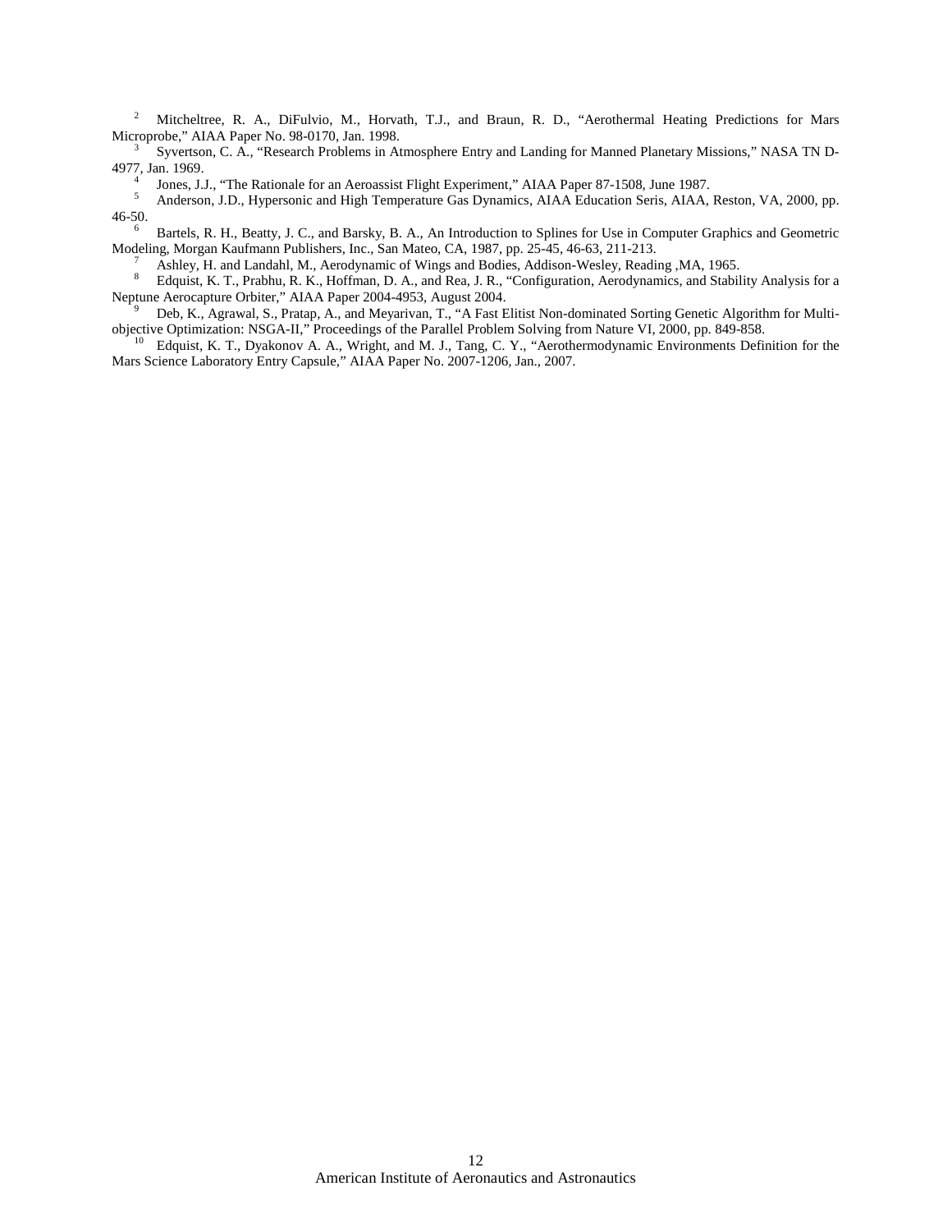[2] Mitcheltree, R. A., DiFulvio, M., Horvath, T.J., and Braun, R. D., "Aerothermal Heating Predictions for Mars Microprobe," AIAA Paper No. 98-0170, Jan. 1998.

[3] Syvertson, C. A., "Research Problems in Atmosphere Entry and Landing for Manned Planetary Missions," NASA TN D-4977, Jan. 1969.

[4] Jones, J.J., "The Rationale for an Aeroassist Flight Experiment," AIAA Paper 87-1508, June 1987.

[5] Anderson, J.D., Hypersonic and High Temperature Gas Dynamics, AIAA Education Seris, AIAA, Reston, VA, 2000, pp. 46-50.

[6] Bartels, R. H., Beatty, J. C., and Barsky, B. A., An Introduction to Splines for Use in Computer Graphics and Geometric Modeling, Morgan Kaufmann Publishers, Inc., San Mateo, CA, 1987, pp. 25-45, 46-63, 211-213.

[7] Ashley, H. and Landahl, M., Aerodynamic of Wings and Bodies, Addison-Wesley, Reading ,MA, 1965.

[8] Edquist, K. T., Prabhu, R. K., Hoffman, D. A., and Rea, J. R., "Configuration, Aerodynamics, and Stability Analysis for a Neptune Aerocapture Orbiter," AIAA Paper 2004-4953, August 2004.

[9] Deb, K., Agrawal, S., Pratap, A., and Meyarivan, T., "A Fast Elitist Non-dominated Sorting Genetic Algorithm for Multi-objective Optimization: NSGA-II," Proceedings of the Parallel Problem Solving from Nature VI, 2000, pp. 849-858.

[10] Edquist, K. T., Dyakonov A. A., Wright, and M. J., Tang, C. Y., "Aerothermodynamic Environments Definition for the Mars Science Laboratory Entry Capsule," AIAA Paper No. 2007-1206, Jan., 2007.